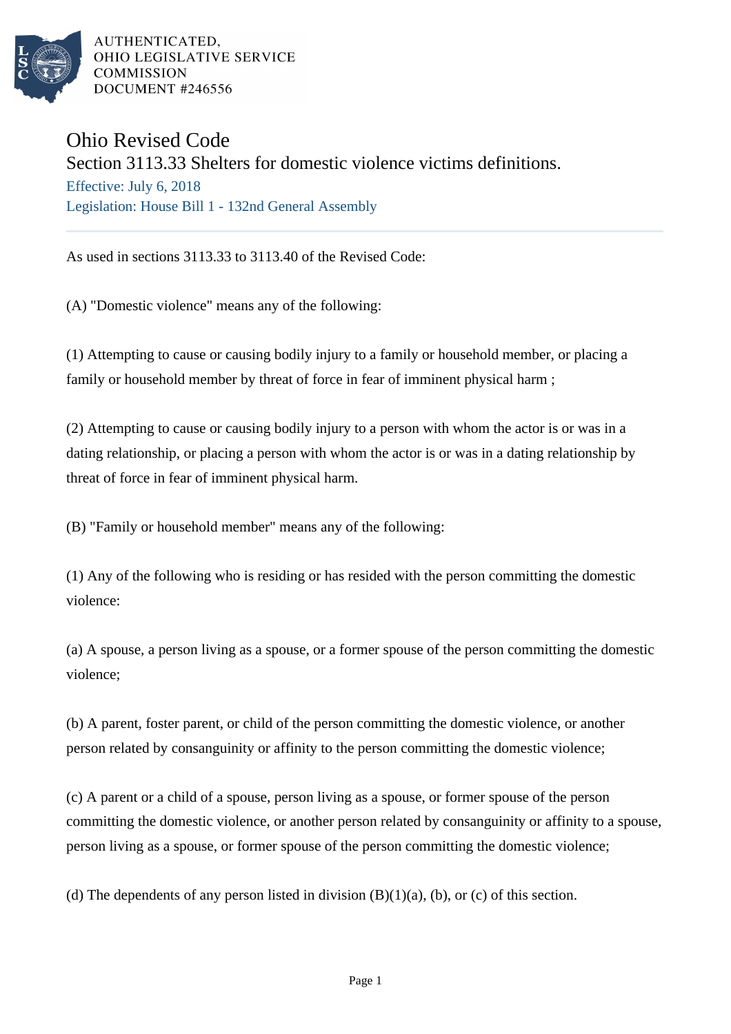AUTHENTICATED,
OHIO LEGISLATIVE SERVICE
COMMISSION
DOCUMENT #246556

# Ohio Revised Code

## Section 3113.33 Shelters for domestic violence victims definitions.

Effective: July 6, 2018

Legislation: House Bill 1 - 132nd General Assembly

---

As used in sections 3113.33 to 3113.40 of the Revised Code:

(A) "Domestic violence" means any of the following:

(1) Attempting to cause or causing bodily injury to a family or household member, or placing a family or household member by threat of force in fear of imminent physical harm ;

(2) Attempting to cause or causing bodily injury to a person with whom the actor is or was in a dating relationship, or placing a person with whom the actor is or was in a dating relationship by threat of force in fear of imminent physical harm.

(B) "Family or household member" means any of the following:

(1) Any of the following who is residing or has resided with the person committing the domestic violence:

(a) A spouse, a person living as a spouse, or a former spouse of the person committing the domestic violence;

(b) A parent, foster parent, or child of the person committing the domestic violence, or another person related by consanguinity or affinity to the person committing the domestic violence;

(c) A parent or a child of a spouse, person living as a spouse, or former spouse of the person committing the domestic violence, or another person related by consanguinity or affinity to a spouse, person living as a spouse, or former spouse of the person committing the domestic violence;

(d) The dependents of any person listed in division (B)(1)(a), (b), or (c) of this section.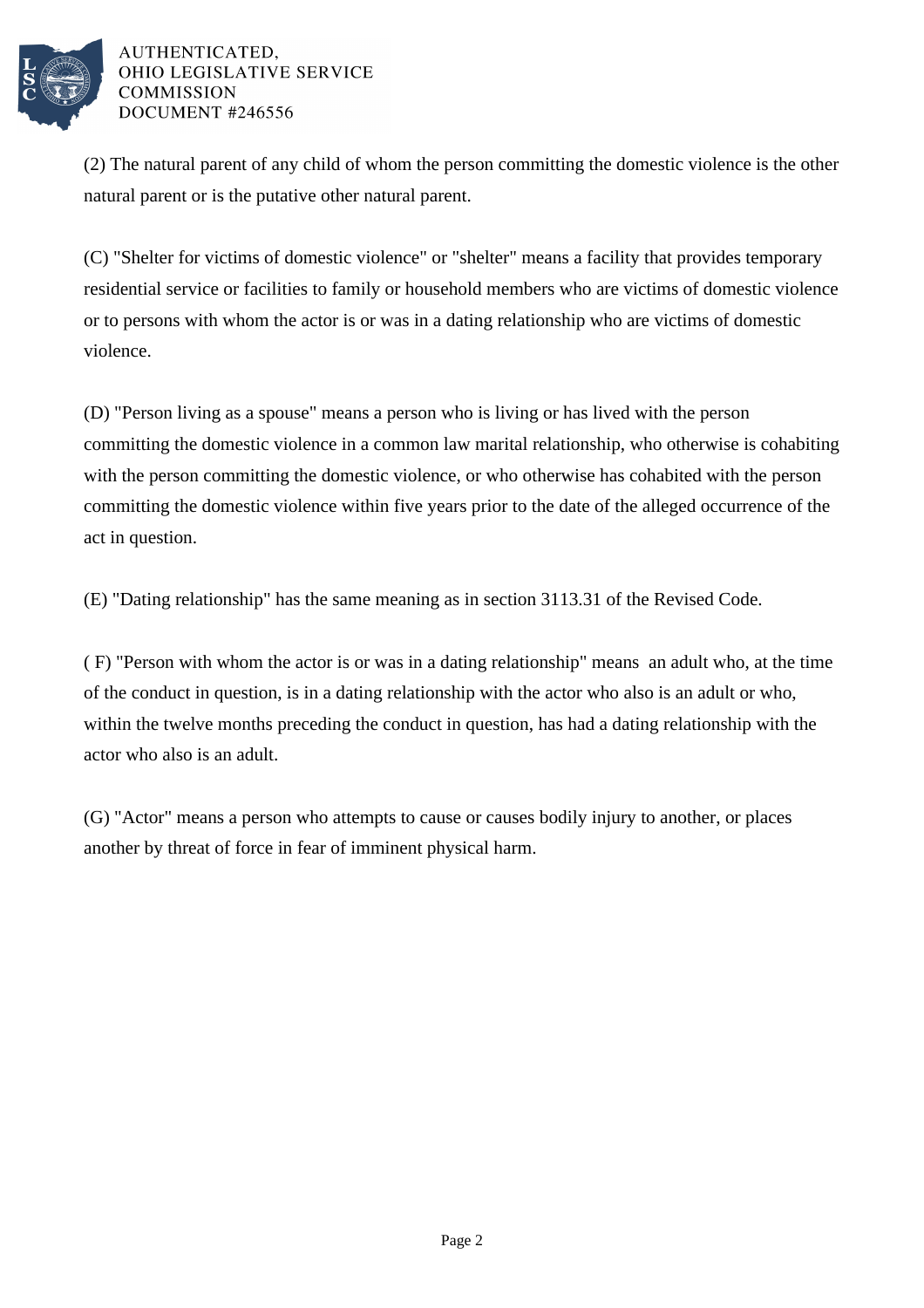(2) The natural parent of any child of whom the person committing the domestic violence is the other natural parent or is the putative other natural parent.

(C) "Shelter for victims of domestic violence" or "shelter" means a facility that provides temporary residential service or facilities to family or household members who are victims of domestic violence or to persons with whom the actor is or was in a dating relationship who are victims of domestic violence.

(D) "Person living as a spouse" means a person who is living or has lived with the person committing the domestic violence in a common law marital relationship, who otherwise is cohabiting with the person committing the domestic violence, or who otherwise has cohabited with the person committing the domestic violence within five years prior to the date of the alleged occurrence of the act in question.

(E) "Dating relationship" has the same meaning as in section 3113.31 of the Revised Code.

( F) "Person with whom the actor is or was in a dating relationship" means an adult who, at the time of the conduct in question, is in a dating relationship with the actor who also is an adult or who, within the twelve months preceding the conduct in question, has had a dating relationship with the actor who also is an adult.

(G) "Actor" means a person who attempts to cause or causes bodily injury to another, or places another by threat of force in fear of imminent physical harm.